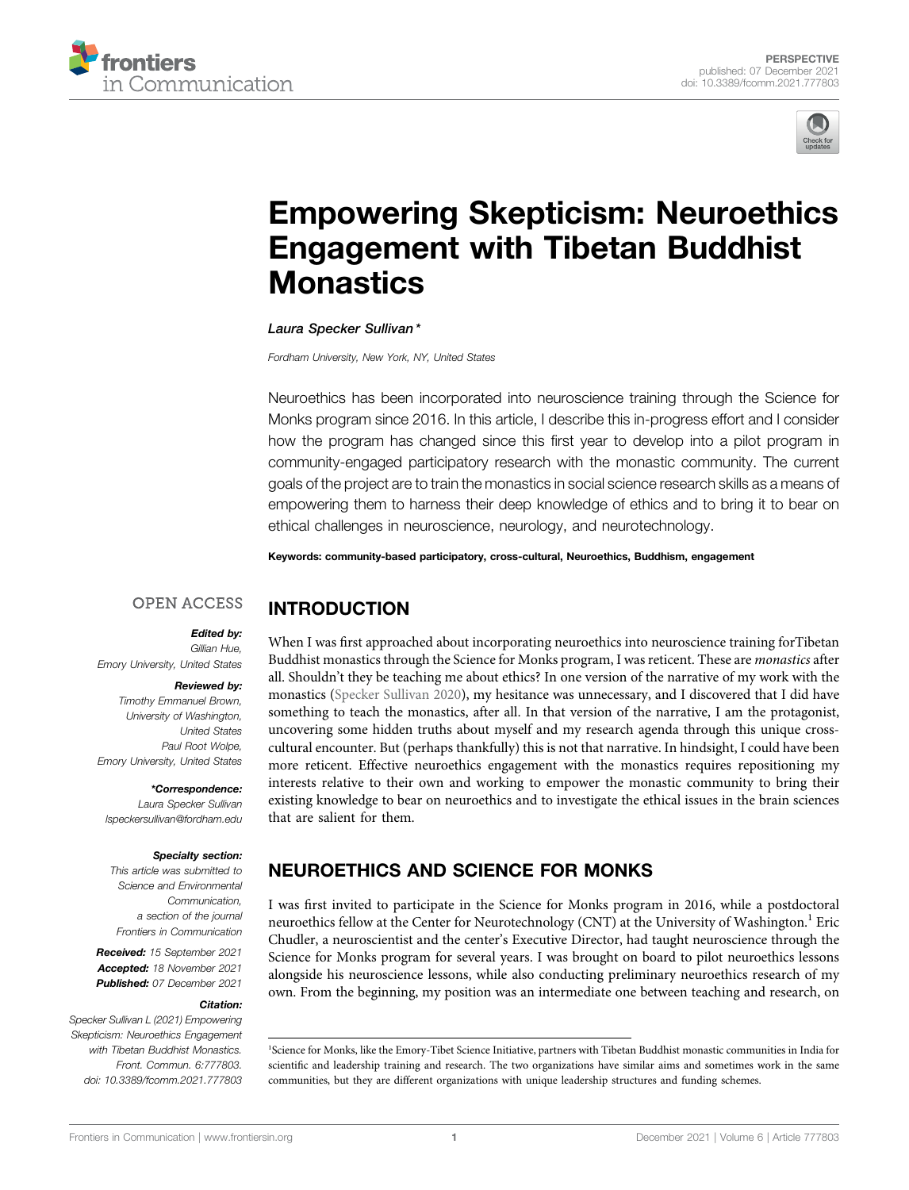PERSPECTIVE
published: 07 December 2021
doi: 10.3389/fcomm.2021.777803

# Empowering Skepticism: Neuroethics Engagement with Tibetan Buddhist Monastics

*Laura Specker Sullivan\**

*Fordham University, New York, NY, United States*

Neuroethics has been incorporated into neuroscience training through the Science for Monks program since 2016. In this article, I describe this in-progress effort and I consider how the program has changed since this first year to develop into a pilot program in community-engaged participatory research with the monastic community. The current goals of the project are to train the monastics in social science research skills as a means of empowering them to harness their deep knowledge of ethics and to bring it to bear on ethical challenges in neuroscience, neurology, and neurotechnology.

**Keywords: community-based participatory, cross-cultural, Neuroethics, Buddhism, engagement**

OPEN ACCESS

***Edited by:***
*Gillian Hue,*
*Emory University, United States*

***Reviewed by:***
*Timothy Emmanuel Brown,*
*University of Washington, United States*
*Paul Root Wolpe,*
*Emory University, United States*

***\*Correspondence:***
*Laura Specker Sullivan*
*lspeckersullivan@fordham.edu*

***Specialty section:***
*This article was submitted to Science and Environmental Communication, a section of the journal Frontiers in Communication*

***Received:*** *15 September 2021*
***Accepted:*** *18 November 2021*
***Published:*** *07 December 2021*

***Citation:***
*Specker Sullivan L (2021) Empowering Skepticism: Neuroethics Engagement with Tibetan Buddhist Monastics. Front. Commun. 6:777803. doi: 10.3389/fcomm.2021.777803*

## INTRODUCTION

When I was first approached about incorporating neuroethics into neuroscience training forTibetan Buddhist monastics through the Science for Monks program, I was reticent. These are *monastics* after all. Shouldn't they be teaching me about ethics? In one version of the narrative of my work with the monastics (Specker Sullivan 2020), my hesitance was unnecessary, and I discovered that I did have something to teach the monastics, after all. In that version of the narrative, I am the protagonist, uncovering some hidden truths about myself and my research agenda through this unique cross-cultural encounter. But (perhaps thankfully) this is not that narrative. In hindsight, I could have been more reticent. Effective neuroethics engagement with the monastics requires repositioning my interests relative to their own and working to empower the monastic community to bring their existing knowledge to bear on neuroethics and to investigate the ethical issues in the brain sciences that are salient for them.

## NEUROETHICS AND SCIENCE FOR MONKS

I was first invited to participate in the Science for Monks program in 2016, while a postdoctoral neuroethics fellow at the Center for Neurotechnology (CNT) at the University of Washington.[1] Eric Chudler, a neuroscientist and the center's Executive Director, had taught neuroscience through the Science for Monks program for several years. I was brought on board to pilot neuroethics lessons alongside his neuroscience lessons, while also conducting preliminary neuroethics research of my own. From the beginning, my position was an intermediate one between teaching and research, on

[1]Science for Monks, like the Emory-Tibet Science Initiative, partners with Tibetan Buddhist monastic communities in India for scientific and leadership training and research. The two organizations have similar aims and sometimes work in the same communities, but they are different organizations with unique leadership structures and funding schemes.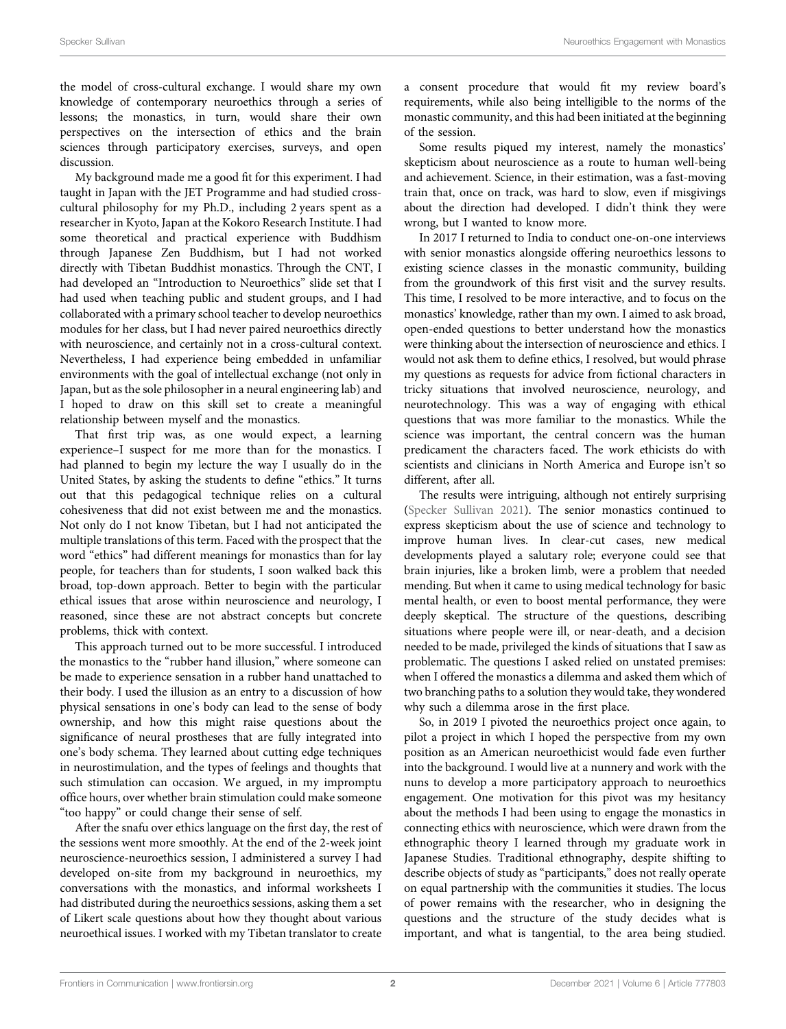the model of cross-cultural exchange. I would share my own knowledge of contemporary neuroethics through a series of lessons; the monastics, in turn, would share their own perspectives on the intersection of ethics and the brain sciences through participatory exercises, surveys, and open discussion.

My background made me a good fit for this experiment. I had taught in Japan with the JET Programme and had studied cross-cultural philosophy for my Ph.D., including 2 years spent as a researcher in Kyoto, Japan at the Kokoro Research Institute. I had some theoretical and practical experience with Buddhism through Japanese Zen Buddhism, but I had not worked directly with Tibetan Buddhist monastics. Through the CNT, I had developed an "Introduction to Neuroethics" slide set that I had used when teaching public and student groups, and I had collaborated with a primary school teacher to develop neuroethics modules for her class, but I had never paired neuroethics directly with neuroscience, and certainly not in a cross-cultural context. Nevertheless, I had experience being embedded in unfamiliar environments with the goal of intellectual exchange (not only in Japan, but as the sole philosopher in a neural engineering lab) and I hoped to draw on this skill set to create a meaningful relationship between myself and the monastics.

That first trip was, as one would expect, a learning experience–I suspect for me more than for the monastics. I had planned to begin my lecture the way I usually do in the United States, by asking the students to define "ethics." It turns out that this pedagogical technique relies on a cultural cohesiveness that did not exist between me and the monastics. Not only do I not know Tibetan, but I had not anticipated the multiple translations of this term. Faced with the prospect that the word "ethics" had different meanings for monastics than for lay people, for teachers than for students, I soon walked back this broad, top-down approach. Better to begin with the particular ethical issues that arose within neuroscience and neurology, I reasoned, since these are not abstract concepts but concrete problems, thick with context.

This approach turned out to be more successful. I introduced the monastics to the "rubber hand illusion," where someone can be made to experience sensation in a rubber hand unattached to their body. I used the illusion as an entry to a discussion of how physical sensations in one's body can lead to the sense of body ownership, and how this might raise questions about the significance of neural prostheses that are fully integrated into one's body schema. They learned about cutting edge techniques in neurostimulation, and the types of feelings and thoughts that such stimulation can occasion. We argued, in my impromptu office hours, over whether brain stimulation could make someone "too happy" or could change their sense of self.

After the snafu over ethics language on the first day, the rest of the sessions went more smoothly. At the end of the 2-week joint neuroscience-neuroethics session, I administered a survey I had developed on-site from my background in neuroethics, my conversations with the monastics, and informal worksheets I had distributed during the neuroethics sessions, asking them a set of Likert scale questions about how they thought about various neuroethical issues. I worked with my Tibetan translator to create a consent procedure that would fit my review board's requirements, while also being intelligible to the norms of the monastic community, and this had been initiated at the beginning of the session.

Some results piqued my interest, namely the monastics' skepticism about neuroscience as a route to human well-being and achievement. Science, in their estimation, was a fast-moving train that, once on track, was hard to slow, even if misgivings about the direction had developed. I didn't think they were wrong, but I wanted to know more.

In 2017 I returned to India to conduct one-on-one interviews with senior monastics alongside offering neuroethics lessons to existing science classes in the monastic community, building from the groundwork of this first visit and the survey results. This time, I resolved to be more interactive, and to focus on the monastics' knowledge, rather than my own. I aimed to ask broad, open-ended questions to better understand how the monastics were thinking about the intersection of neuroscience and ethics. I would not ask them to define ethics, I resolved, but would phrase my questions as requests for advice from fictional characters in tricky situations that involved neuroscience, neurology, and neurotechnology. This was a way of engaging with ethical questions that was more familiar to the monastics. While the science was important, the central concern was the human predicament the characters faced. The work ethicists do with scientists and clinicians in North America and Europe isn't so different, after all.

The results were intriguing, although not entirely surprising (Specker Sullivan 2021). The senior monastics continued to express skepticism about the use of science and technology to improve human lives. In clear-cut cases, new medical developments played a salutary role; everyone could see that brain injuries, like a broken limb, were a problem that needed mending. But when it came to using medical technology for basic mental health, or even to boost mental performance, they were deeply skeptical. The structure of the questions, describing situations where people were ill, or near-death, and a decision needed to be made, privileged the kinds of situations that I saw as problematic. The questions I asked relied on unstated premises: when I offered the monastics a dilemma and asked them which of two branching paths to a solution they would take, they wondered why such a dilemma arose in the first place.

So, in 2019 I pivoted the neuroethics project once again, to pilot a project in which I hoped the perspective from my own position as an American neuroethicist would fade even further into the background. I would live at a nunnery and work with the nuns to develop a more participatory approach to neuroethics engagement. One motivation for this pivot was my hesitancy about the methods I had been using to engage the monastics in connecting ethics with neuroscience, which were drawn from the ethnographic theory I learned through my graduate work in Japanese Studies. Traditional ethnography, despite shifting to describe objects of study as "participants," does not really operate on equal partnership with the communities it studies. The locus of power remains with the researcher, who in designing the questions and the structure of the study decides what is important, and what is tangential, to the area being studied.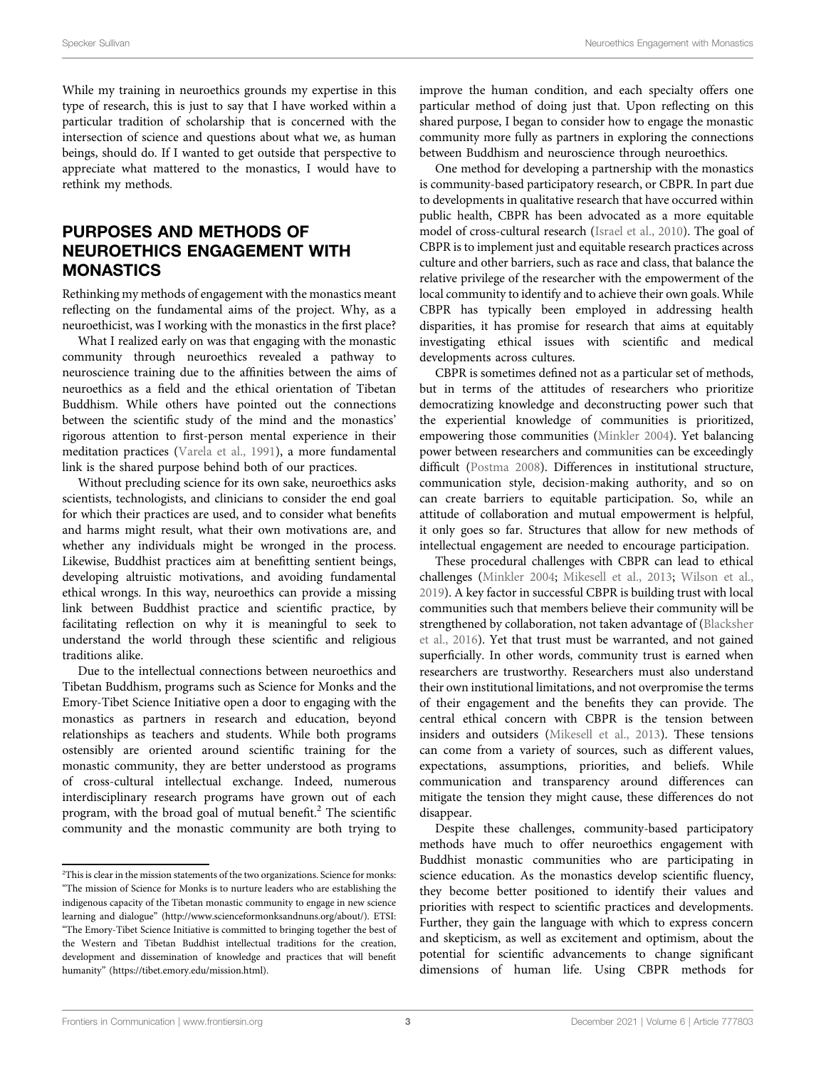While my training in neuroethics grounds my expertise in this type of research, this is just to say that I have worked within a particular tradition of scholarship that is concerned with the intersection of science and questions about what we, as human beings, should do. If I wanted to get outside that perspective to appreciate what mattered to the monastics, I would have to rethink my methods.

## PURPOSES AND METHODS OF NEUROETHICS ENGAGEMENT WITH MONASTICS

Rethinking my methods of engagement with the monastics meant reflecting on the fundamental aims of the project. Why, as a neuroethicist, was I working with the monastics in the first place?

What I realized early on was that engaging with the monastic community through neuroethics revealed a pathway to neuroscience training due to the affinities between the aims of neuroethics as a field and the ethical orientation of Tibetan Buddhism. While others have pointed out the connections between the scientific study of the mind and the monastics' rigorous attention to first-person mental experience in their meditation practices (Varela et al., 1991), a more fundamental link is the shared purpose behind both of our practices.

Without precluding science for its own sake, neuroethics asks scientists, technologists, and clinicians to consider the end goal for which their practices are used, and to consider what benefits and harms might result, what their own motivations are, and whether any individuals might be wronged in the process. Likewise, Buddhist practices aim at benefitting sentient beings, developing altruistic motivations, and avoiding fundamental ethical wrongs. In this way, neuroethics can provide a missing link between Buddhist practice and scientific practice, by facilitating reflection on why it is meaningful to seek to understand the world through these scientific and religious traditions alike.

Due to the intellectual connections between neuroethics and Tibetan Buddhism, programs such as Science for Monks and the Emory-Tibet Science Initiative open a door to engaging with the monastics as partners in research and education, beyond relationships as teachers and students. While both programs ostensibly are oriented around scientific training for the monastic community, they are better understood as programs of cross-cultural intellectual exchange. Indeed, numerous interdisciplinary research programs have grown out of each program, with the broad goal of mutual benefit.[2] The scientific community and the monastic community are both trying to improve the human condition, and each specialty offers one particular method of doing just that. Upon reflecting on this shared purpose, I began to consider how to engage the monastic community more fully as partners in exploring the connections between Buddhism and neuroscience through neuroethics.

One method for developing a partnership with the monastics is community-based participatory research, or CBPR. In part due to developments in qualitative research that have occurred within public health, CBPR has been advocated as a more equitable model of cross-cultural research (Israel et al., 2010). The goal of CBPR is to implement just and equitable research practices across culture and other barriers, such as race and class, that balance the relative privilege of the researcher with the empowerment of the local community to identify and to achieve their own goals. While CBPR has typically been employed in addressing health disparities, it has promise for research that aims at equitably investigating ethical issues with scientific and medical developments across cultures.

CBPR is sometimes defined not as a particular set of methods, but in terms of the attitudes of researchers who prioritize democratizing knowledge and deconstructing power such that the experiential knowledge of communities is prioritized, empowering those communities (Minkler 2004). Yet balancing power between researchers and communities can be exceedingly difficult (Postma 2008). Differences in institutional structure, communication style, decision-making authority, and so on can create barriers to equitable participation. So, while an attitude of collaboration and mutual empowerment is helpful, it only goes so far. Structures that allow for new methods of intellectual engagement are needed to encourage participation.

These procedural challenges with CBPR can lead to ethical challenges (Minkler 2004; Mikesell et al., 2013; Wilson et al., 2019). A key factor in successful CBPR is building trust with local communities such that members believe their community will be strengthened by collaboration, not taken advantage of (Blacksher et al., 2016). Yet that trust must be warranted, and not gained superficially. In other words, community trust is earned when researchers are trustworthy. Researchers must also understand their own institutional limitations, and not overpromise the terms of their engagement and the benefits they can provide. The central ethical concern with CBPR is the tension between insiders and outsiders (Mikesell et al., 2013). These tensions can come from a variety of sources, such as different values, expectations, assumptions, priorities, and beliefs. While communication and transparency around differences can mitigate the tension they might cause, these differences do not disappear.

Despite these challenges, community-based participatory methods have much to offer neuroethics engagement with Buddhist monastic communities who are participating in science education. As the monastics develop scientific fluency, they become better positioned to identify their values and priorities with respect to scientific practices and developments. Further, they gain the language with which to express concern and skepticism, as well as excitement and optimism, about the potential for scientific advancements to change significant dimensions of human life. Using CBPR methods for

---

[2] This is clear in the mission statements of the two organizations. Science for monks: "The mission of Science for Monks is to nurture leaders who are establishing the indigenous capacity of the Tibetan monastic community to engage in new science learning and dialogue" (http://www.scienceformonksandnuns.org/about/). ETSI: "The Emory-Tibet Science Initiative is committed to bringing together the best of the Western and Tibetan Buddhist intellectual traditions for the creation, development and dissemination of knowledge and practices that will benefit humanity" (https://tibet.emory.edu/mission.html).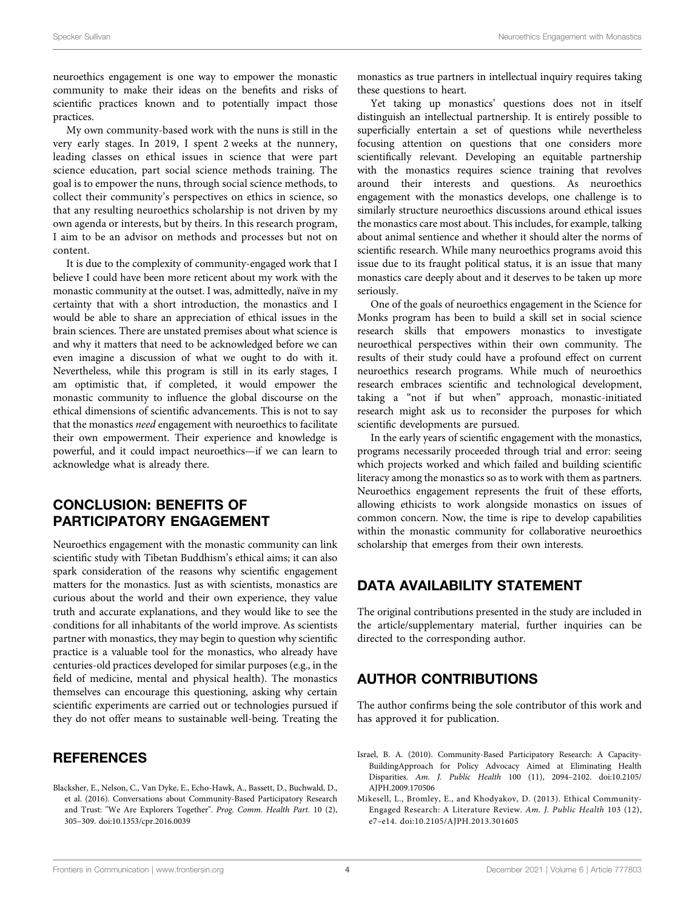neuroethics engagement is one way to empower the monastic community to make their ideas on the benefits and risks of scientific practices known and to potentially impact those practices.

My own community-based work with the nuns is still in the very early stages. In 2019, I spent 2 weeks at the nunnery, leading classes on ethical issues in science that were part science education, part social science methods training. The goal is to empower the nuns, through social science methods, to collect their community's perspectives on ethics in science, so that any resulting neuroethics scholarship is not driven by my own agenda or interests, but by theirs. In this research program, I aim to be an advisor on methods and processes but not on content.

It is due to the complexity of community-engaged work that I believe I could have been more reticent about my work with the monastic community at the outset. I was, admittedly, naïve in my certainty that with a short introduction, the monastics and I would be able to share an appreciation of ethical issues in the brain sciences. There are unstated premises about what science is and why it matters that need to be acknowledged before we can even imagine a discussion of what we ought to do with it. Nevertheless, while this program is still in its early stages, I am optimistic that, if completed, it would empower the monastic community to influence the global discourse on the ethical dimensions of scientific advancements. This is not to say that the monastics *need* engagement with neuroethics to facilitate their own empowerment. Their experience and knowledge is powerful, and it could impact neuroethics—if we can learn to acknowledge what is already there.

## CONCLUSION: BENEFITS OF PARTICIPATORY ENGAGEMENT

Neuroethics engagement with the monastic community can link scientific study with Tibetan Buddhism's ethical aims; it can also spark consideration of the reasons why scientific engagement matters for the monastics. Just as with scientists, monastics are curious about the world and their own experience, they value truth and accurate explanations, and they would like to see the conditions for all inhabitants of the world improve. As scientists partner with monastics, they may begin to question why scientific practice is a valuable tool for the monastics, who already have centuries-old practices developed for similar purposes (e.g., in the field of medicine, mental and physical health). The monastics themselves can encourage this questioning, asking why certain scientific experiments are carried out or technologies pursued if they do not offer means to sustainable well-being. Treating the monastics as true partners in intellectual inquiry requires taking these questions to heart.

Yet taking up monastics' questions does not in itself distinguish an intellectual partnership. It is entirely possible to superficially entertain a set of questions while nevertheless focusing attention on questions that one considers more scientifically relevant. Developing an equitable partnership with the monastics requires science training that revolves around their interests and questions. As neuroethics engagement with the monastics develops, one challenge is to similarly structure neuroethics discussions around ethical issues the monastics care most about. This includes, for example, talking about animal sentience and whether it should alter the norms of scientific research. While many neuroethics programs avoid this issue due to its fraught political status, it is an issue that many monastics care deeply about and it deserves to be taken up more seriously.

One of the goals of neuroethics engagement in the Science for Monks program has been to build a skill set in social science research skills that empowers monastics to investigate neuroethical perspectives within their own community. The results of their study could have a profound effect on current neuroethics research programs. While much of neuroethics research embraces scientific and technological development, taking a "not if but when" approach, monastic-initiated research might ask us to reconsider the purposes for which scientific developments are pursued.

In the early years of scientific engagement with the monastics, programs necessarily proceeded through trial and error: seeing which projects worked and which failed and building scientific literacy among the monastics so as to work with them as partners. Neuroethics engagement represents the fruit of these efforts, allowing ethicists to work alongside monastics on issues of common concern. Now, the time is ripe to develop capabilities within the monastic community for collaborative neuroethics scholarship that emerges from their own interests.

## DATA AVAILABILITY STATEMENT

The original contributions presented in the study are included in the article/supplementary material, further inquiries can be directed to the corresponding author.

## AUTHOR CONTRIBUTIONS

The author confirms being the sole contributor of this work and has approved it for publication.

## REFERENCES

Blacksher, E., Nelson, C., Van Dyke, E., Echo-Hawk, A., Bassett, D., Buchwald, D., et al. (2016). Conversations about Community-Based Participatory Research and Trust: "We Are Explorers Together". *Prog. Comm. Health Part.* 10 (2), 305–309. doi:10.1353/cpr.2016.0039

Israel, B. A. (2010). Community-Based Participatory Research: A Capacity-BuildingApproach for Policy Advocacy Aimed at Eliminating Health Disparities. *Am. J. Public Health* 100 (11), 2094–2102. doi:10.2105/AJPH.2009.170506

Mikesell, L., Bromley, E., and Khodyakov, D. (2013). Ethical Community-Engaged Research: A Literature Review. *Am. J. Public Health* 103 (12), e7–e14. doi:10.2105/AJPH.2013.301605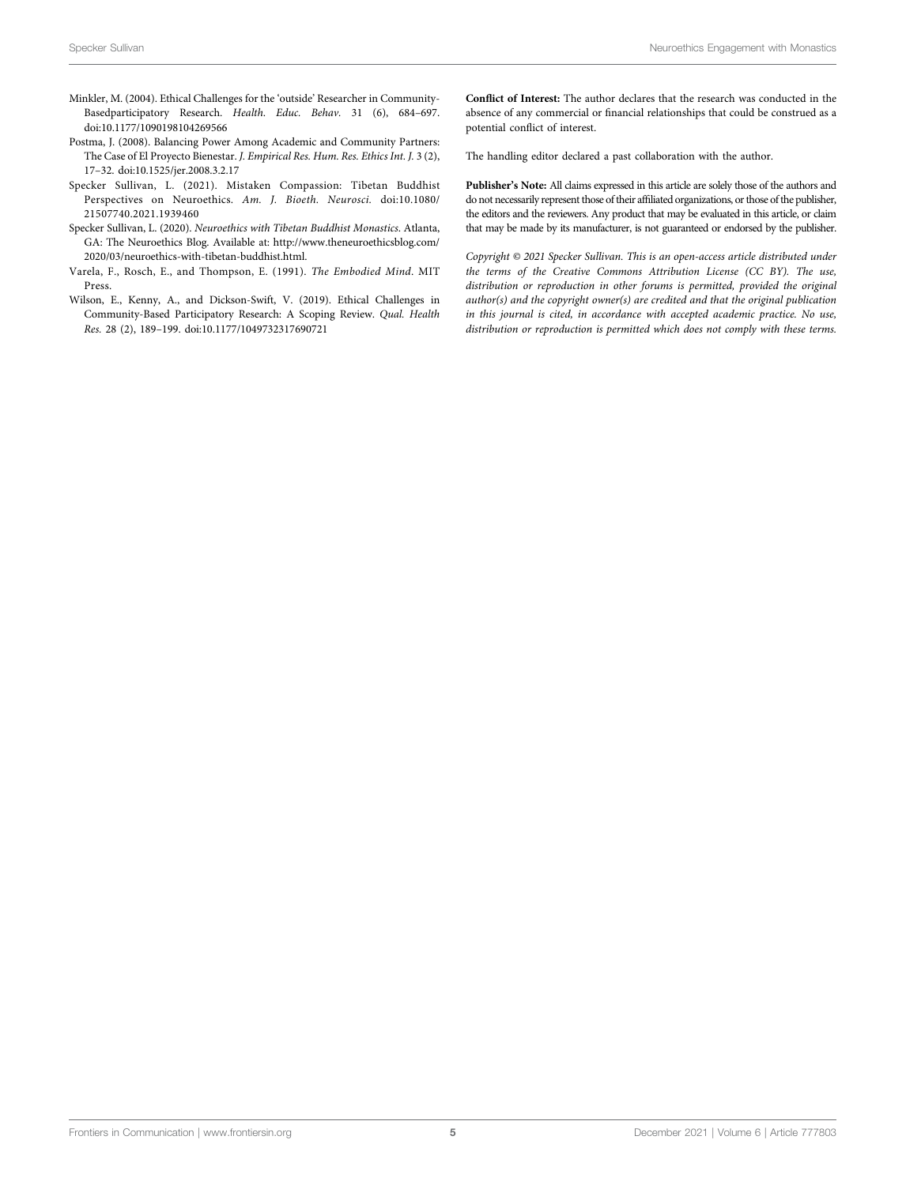Minkler, M. (2004). Ethical Challenges for the 'outside' Researcher in Community-Basedparticipatory Research. *Health. Educ. Behav.* 31 (6), 684–697. doi:10.1177/1090198104269566

Postma, J. (2008). Balancing Power Among Academic and Community Partners: The Case of El Proyecto Bienestar. *J. Empirical Res. Hum. Res. Ethics Int. J.* 3 (2), 17–32. doi:10.1525/jer.2008.3.2.17

Specker Sullivan, L. (2021). Mistaken Compassion: Tibetan Buddhist Perspectives on Neuroethics. *Am. J. Bioeth. Neurosci.* doi:10.1080/21507740.2021.1939460

Specker Sullivan, L. (2020). *Neuroethics with Tibetan Buddhist Monastics*. Atlanta, GA: The Neuroethics Blog. Available at: http://www.theneuroethicsblog.com/2020/03/neuroethics-with-tibetan-buddhist.html.

Varela, F., Rosch, E., and Thompson, E. (1991). *The Embodied Mind*. MIT Press.

Wilson, E., Kenny, A., and Dickson-Swift, V. (2019). Ethical Challenges in Community-Based Participatory Research: A Scoping Review. *Qual. Health Res.* 28 (2), 189–199. doi:10.1177/1049732317690721

**Conflict of Interest:** The author declares that the research was conducted in the absence of any commercial or financial relationships that could be construed as a potential conflict of interest.

The handling editor declared a past collaboration with the author.

**Publisher's Note:** All claims expressed in this article are solely those of the authors and do not necessarily represent those of their affiliated organizations, or those of the publisher, the editors and the reviewers. Any product that may be evaluated in this article, or claim that may be made by its manufacturer, is not guaranteed or endorsed by the publisher.

*Copyright © 2021 Specker Sullivan. This is an open-access article distributed under the terms of the Creative Commons Attribution License (CC BY). The use, distribution or reproduction in other forums is permitted, provided the original author(s) and the copyright owner(s) are credited and that the original publication in this journal is cited, in accordance with accepted academic practice. No use, distribution or reproduction is permitted which does not comply with these terms.*